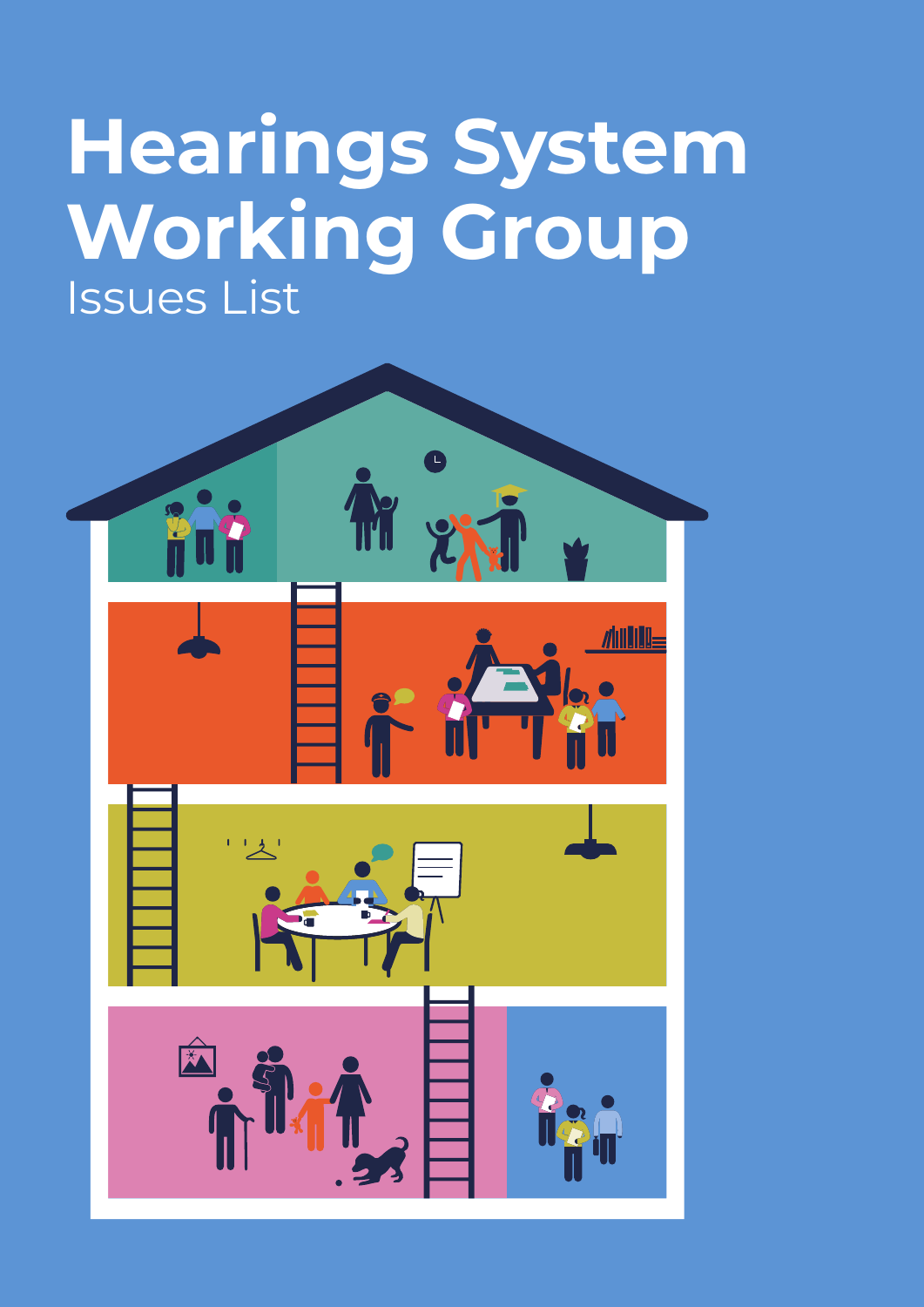# Hearings System Working Group

Issues List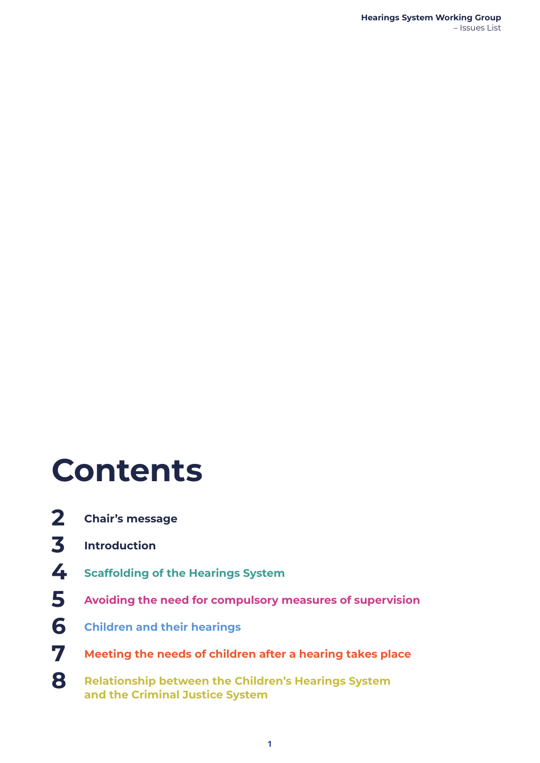# Contents

2 Chair's message

3 Introduction

4 Scaffolding of the Hearings System

5 Avoiding the need for compulsory measures of supervision

6 Children and their hearings

7 Meeting the needs of children after a hearing takes place

8 Relationship between the Children's Hearings System and the Criminal Justice System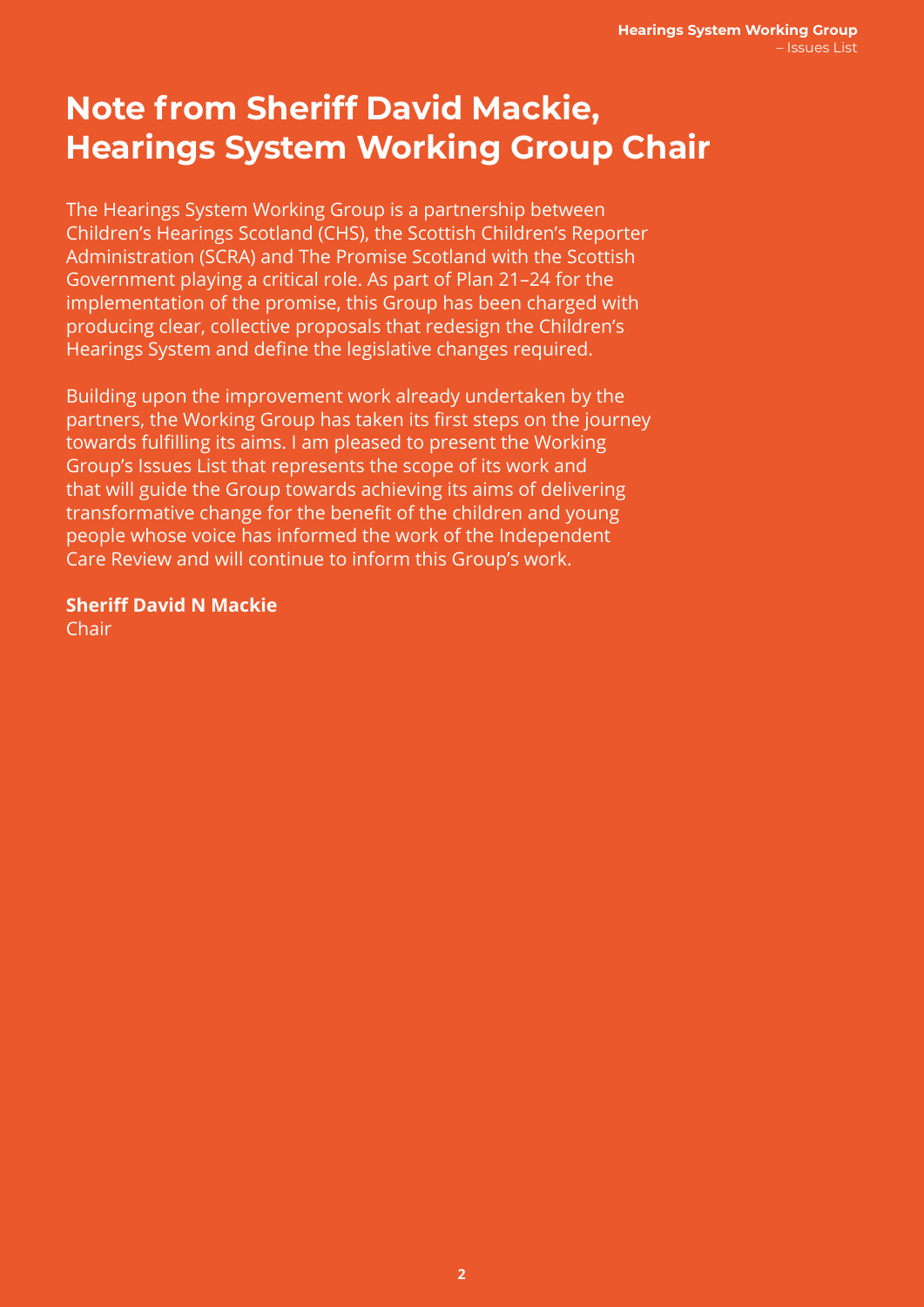# Note from Sheriff David Mackie, Hearings System Working Group Chair

The Hearings System Working Group is a partnership between Children's Hearings Scotland (CHS), the Scottish Children's Reporter Administration (SCRA) and The Promise Scotland with the Scottish Government playing a critical role. As part of Plan 21–24 for the implementation of the promise, this Group has been charged with producing clear, collective proposals that redesign the Children's Hearings System and define the legislative changes required.

Building upon the improvement work already undertaken by the partners, the Working Group has taken its first steps on the journey towards fulfilling its aims. I am pleased to present the Working Group's Issues List that represents the scope of its work and that will guide the Group towards achieving its aims of delivering transformative change for the benefit of the children and young people whose voice has informed the work of the Independent Care Review and will continue to inform this Group's work.

**Sheriff David N Mackie**
Chair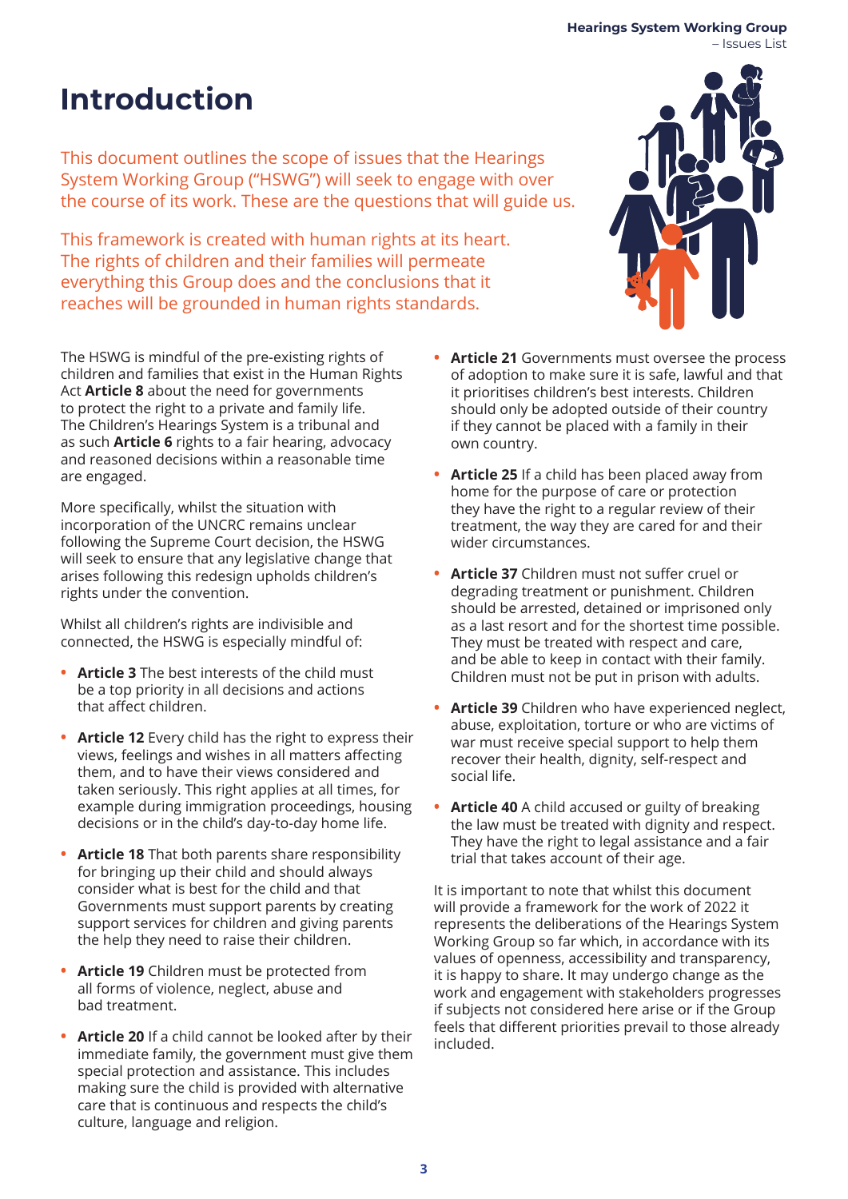# Introduction

This document outlines the scope of issues that the Hearings System Working Group ("HSWG") will seek to engage with over the course of its work. These are the questions that will guide us.

This framework is created with human rights at its heart. The rights of children and their families will permeate everything this Group does and the conclusions that it reaches will be grounded in human rights standards.

The HSWG is mindful of the pre-existing rights of children and families that exist in the Human Rights Act **Article 8** about the need for governments to protect the right to a private and family life. The Children's Hearings System is a tribunal and as such **Article 6** rights to a fair hearing, advocacy and reasoned decisions within a reasonable time are engaged.

More specifically, whilst the situation with incorporation of the UNCRC remains unclear following the Supreme Court decision, the HSWG will seek to ensure that any legislative change that arises following this redesign upholds children's rights under the convention.

Whilst all children's rights are indivisible and connected, the HSWG is especially mindful of:

- **Article 3** The best interests of the child must be a top priority in all decisions and actions that affect children.
- **Article 12** Every child has the right to express their views, feelings and wishes in all matters affecting them, and to have their views considered and taken seriously. This right applies at all times, for example during immigration proceedings, housing decisions or in the child's day-to-day home life.
- **Article 18** That both parents share responsibility for bringing up their child and should always consider what is best for the child and that Governments must support parents by creating support services for children and giving parents the help they need to raise their children.
- **Article 19** Children must be protected from all forms of violence, neglect, abuse and bad treatment.
- **Article 20** If a child cannot be looked after by their immediate family, the government must give them special protection and assistance. This includes making sure the child is provided with alternative care that is continuous and respects the child's culture, language and religion.
- **Article 21** Governments must oversee the process of adoption to make sure it is safe, lawful and that it prioritises children's best interests. Children should only be adopted outside of their country if they cannot be placed with a family in their own country.
- **Article 25** If a child has been placed away from home for the purpose of care or protection they have the right to a regular review of their treatment, the way they are cared for and their wider circumstances.
- **Article 37** Children must not suffer cruel or degrading treatment or punishment. Children should be arrested, detained or imprisoned only as a last resort and for the shortest time possible. They must be treated with respect and care, and be able to keep in contact with their family. Children must not be put in prison with adults.
- **Article 39** Children who have experienced neglect, abuse, exploitation, torture or who are victims of war must receive special support to help them recover their health, dignity, self-respect and social life.
- **Article 40** A child accused or guilty of breaking the law must be treated with dignity and respect. They have the right to legal assistance and a fair trial that takes account of their age.

It is important to note that whilst this document will provide a framework for the work of 2022 it represents the deliberations of the Hearings System Working Group so far which, in accordance with its values of openness, accessibility and transparency, it is happy to share. It may undergo change as the work and engagement with stakeholders progresses if subjects not considered here arise or if the Group feels that different priorities prevail to those already included.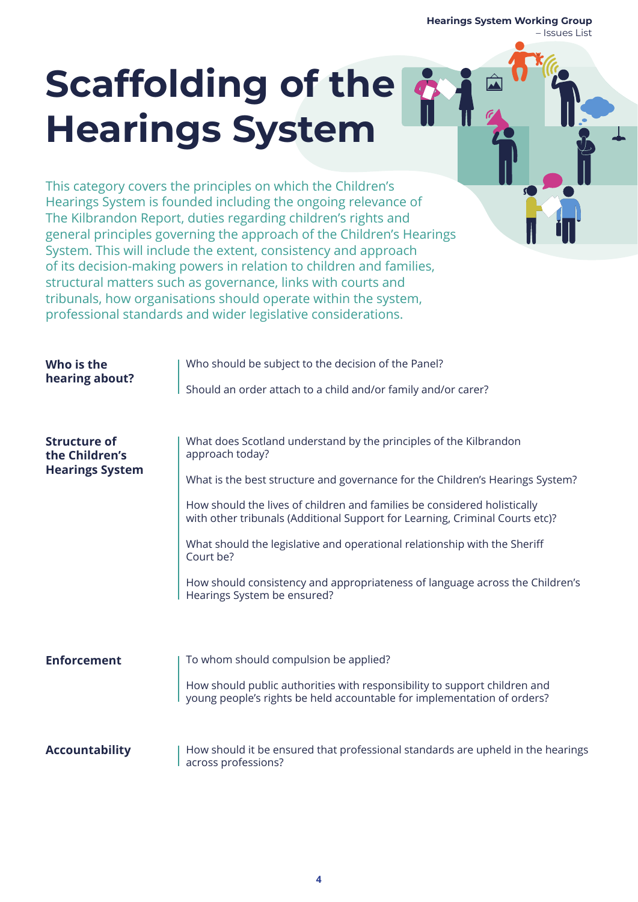# Scaffolding of the Hearings System

This category covers the principles on which the Children's Hearings System is founded including the ongoing relevance of The Kilbrandon Report, duties regarding children's rights and general principles governing the approach of the Children's Hearings System. This will include the extent, consistency and approach of its decision-making powers in relation to children and families, structural matters such as governance, links with courts and tribunals, how organisations should operate within the system, professional standards and wider legislative considerations.

**Who is the hearing about?**

Who should be subject to the decision of the Panel?

Should an order attach to a child and/or family and/or carer?

**Structure of the Children's Hearings System**

What does Scotland understand by the principles of the Kilbrandon approach today?

What is the best structure and governance for the Children's Hearings System?

How should the lives of children and families be considered holistically with other tribunals (Additional Support for Learning, Criminal Courts etc)?

What should the legislative and operational relationship with the Sheriff Court be?

How should consistency and appropriateness of language across the Children's Hearings System be ensured?

**Enforcement**

To whom should compulsion be applied?

How should public authorities with responsibility to support children and young people's rights be held accountable for implementation of orders?

**Accountability**

How should it be ensured that professional standards are upheld in the hearings across professions?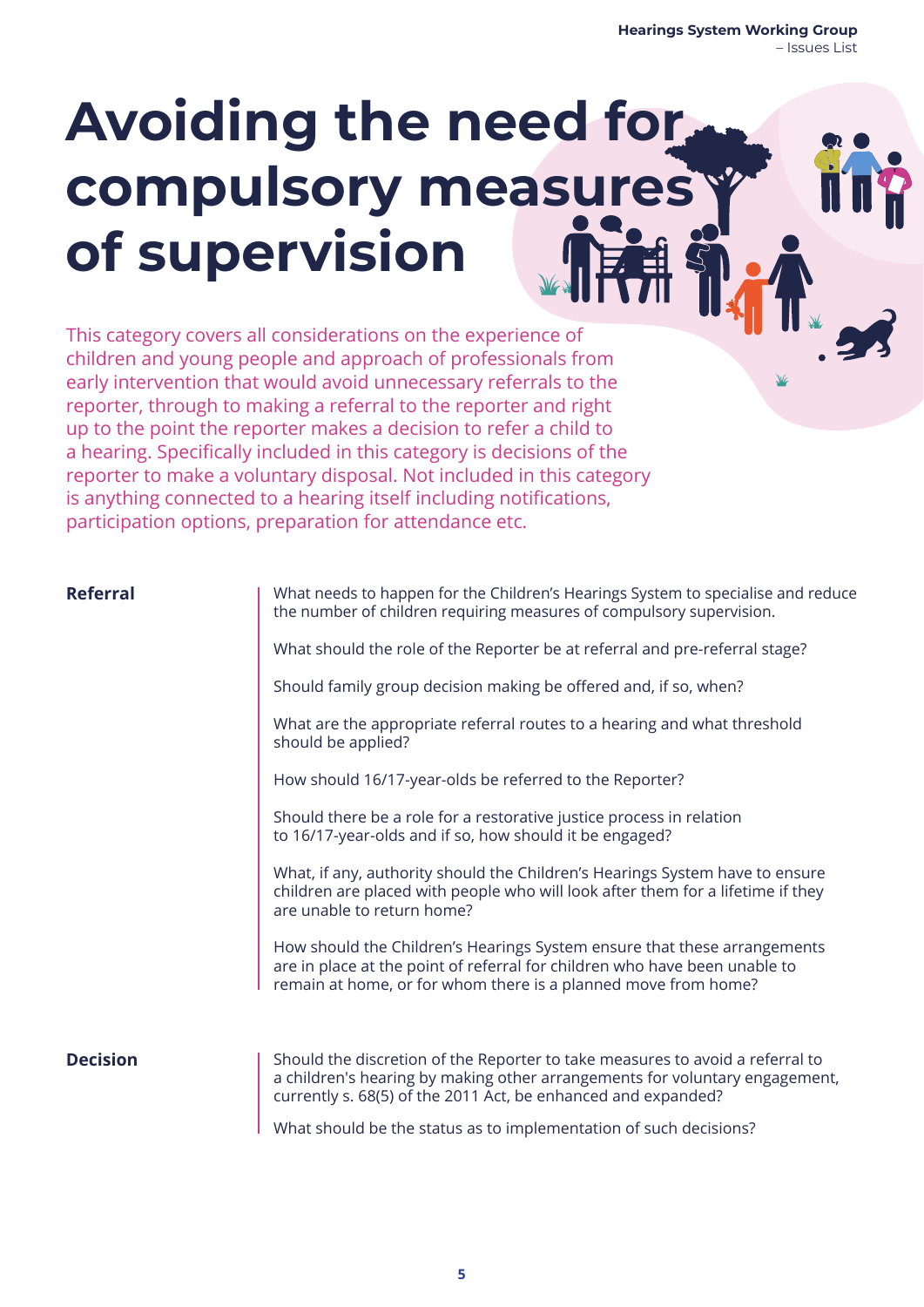# Avoiding the need for compulsory measures of supervision

This category covers all considerations on the experience of children and young people and approach of professionals from early intervention that would avoid unnecessary referrals to the reporter, through to making a referral to the reporter and right up to the point the reporter makes a decision to refer a child to a hearing. Specifically included in this category is decisions of the reporter to make a voluntary disposal. Not included in this category is anything connected to a hearing itself including notifications, participation options, preparation for attendance etc.

**Referral**

What needs to happen for the Children's Hearings System to specialise and reduce the number of children requiring measures of compulsory supervision.

What should the role of the Reporter be at referral and pre-referral stage?

Should family group decision making be offered and, if so, when?

What are the appropriate referral routes to a hearing and what threshold should be applied?

How should 16/17-year-olds be referred to the Reporter?

Should there be a role for a restorative justice process in relation to 16/17-year-olds and if so, how should it be engaged?

What, if any, authority should the Children's Hearings System have to ensure children are placed with people who will look after them for a lifetime if they are unable to return home?

How should the Children's Hearings System ensure that these arrangements are in place at the point of referral for children who have been unable to remain at home, or for whom there is a planned move from home?

**Decision**

Should the discretion of the Reporter to take measures to avoid a referral to a children's hearing by making other arrangements for voluntary engagement, currently s. 68(5) of the 2011 Act, be enhanced and expanded?

What should be the status as to implementation of such decisions?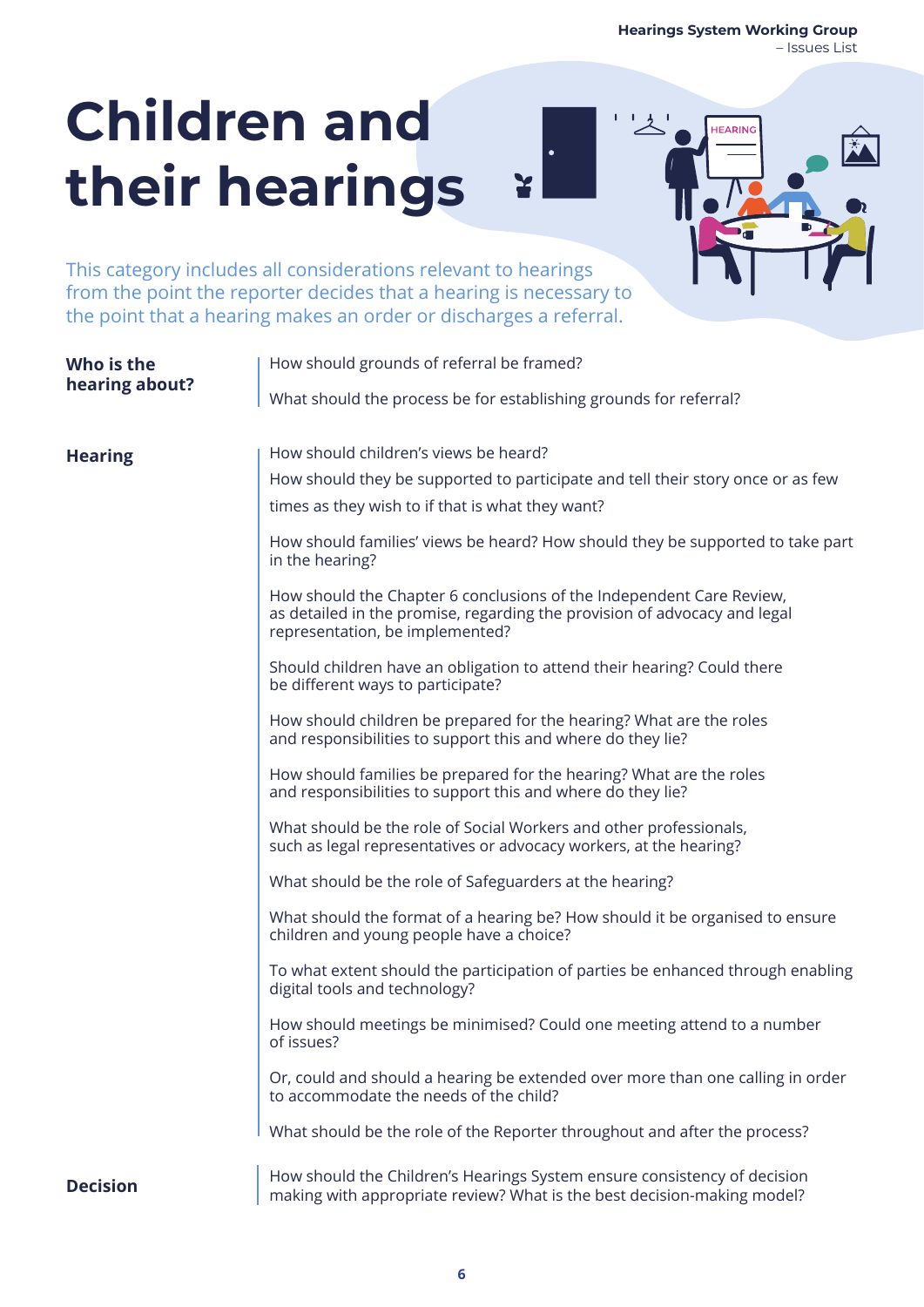# Children and their hearings

This category includes all considerations relevant to hearings from the point the reporter decides that a hearing is necessary to the point that a hearing makes an order or discharges a referral.

**Who is the hearing about?**

How should grounds of referral be framed?

What should the process be for establishing grounds for referral?

**Hearing**

How should children's views be heard?

How should they be supported to participate and tell their story once or as few times as they wish to if that is what they want?

How should families' views be heard? How should they be supported to take part in the hearing?

How should the Chapter 6 conclusions of the Independent Care Review, as detailed in the promise, regarding the provision of advocacy and legal representation, be implemented?

Should children have an obligation to attend their hearing? Could there be different ways to participate?

How should children be prepared for the hearing? What are the roles and responsibilities to support this and where do they lie?

How should families be prepared for the hearing? What are the roles and responsibilities to support this and where do they lie?

What should be the role of Social Workers and other professionals, such as legal representatives or advocacy workers, at the hearing?

What should be the role of Safeguarders at the hearing?

What should the format of a hearing be? How should it be organised to ensure children and young people have a choice?

To what extent should the participation of parties be enhanced through enabling digital tools and technology?

How should meetings be minimised? Could one meeting attend to a number of issues?

Or, could and should a hearing be extended over more than one calling in order to accommodate the needs of the child?

What should be the role of the Reporter throughout and after the process?

**Decision**

How should the Children's Hearings System ensure consistency of decision making with appropriate review? What is the best decision-making model?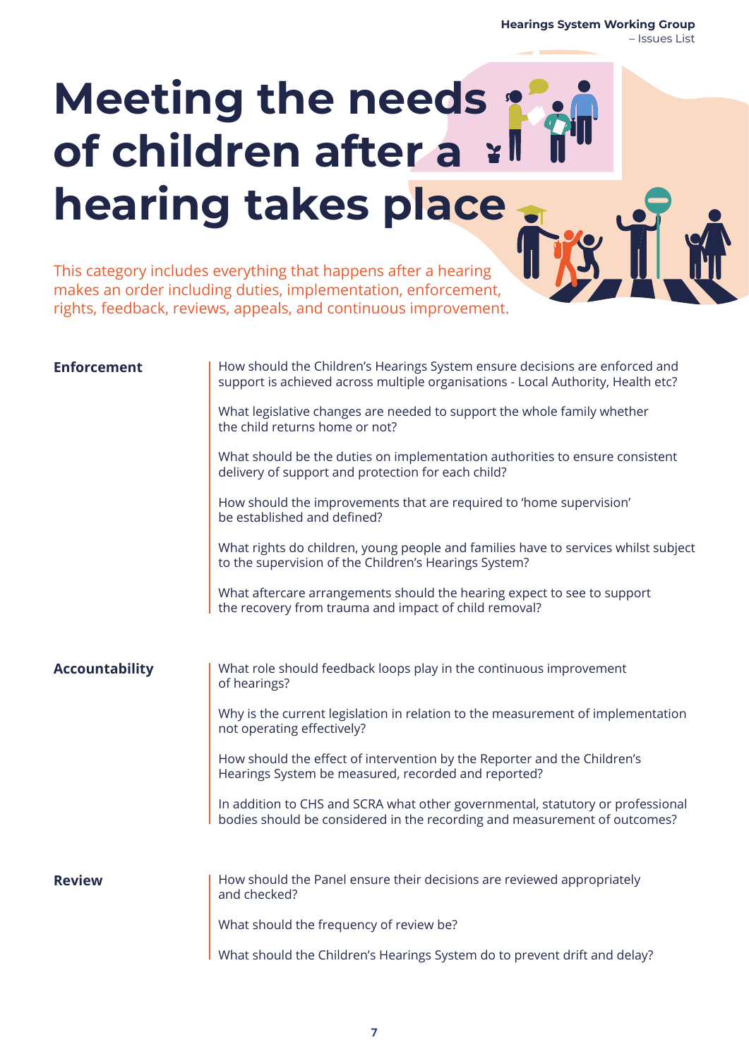# Meeting the needs of children after a hearing takes place

This category includes everything that happens after a hearing makes an order including duties, implementation, enforcement, rights, feedback, reviews, appeals, and continuous improvement.

**Enforcement**

How should the Children's Hearings System ensure decisions are enforced and support is achieved across multiple organisations - Local Authority, Health etc?

What legislative changes are needed to support the whole family whether the child returns home or not?

What should be the duties on implementation authorities to ensure consistent delivery of support and protection for each child?

How should the improvements that are required to 'home supervision' be established and defined?

What rights do children, young people and families have to services whilst subject to the supervision of the Children's Hearings System?

What aftercare arrangements should the hearing expect to see to support the recovery from trauma and impact of child removal?

**Accountability**

What role should feedback loops play in the continuous improvement of hearings?

Why is the current legislation in relation to the measurement of implementation not operating effectively?

How should the effect of intervention by the Reporter and the Children's Hearings System be measured, recorded and reported?

In addition to CHS and SCRA what other governmental, statutory or professional bodies should be considered in the recording and measurement of outcomes?

**Review**

How should the Panel ensure their decisions are reviewed appropriately and checked?

What should the frequency of review be?

What should the Children's Hearings System do to prevent drift and delay?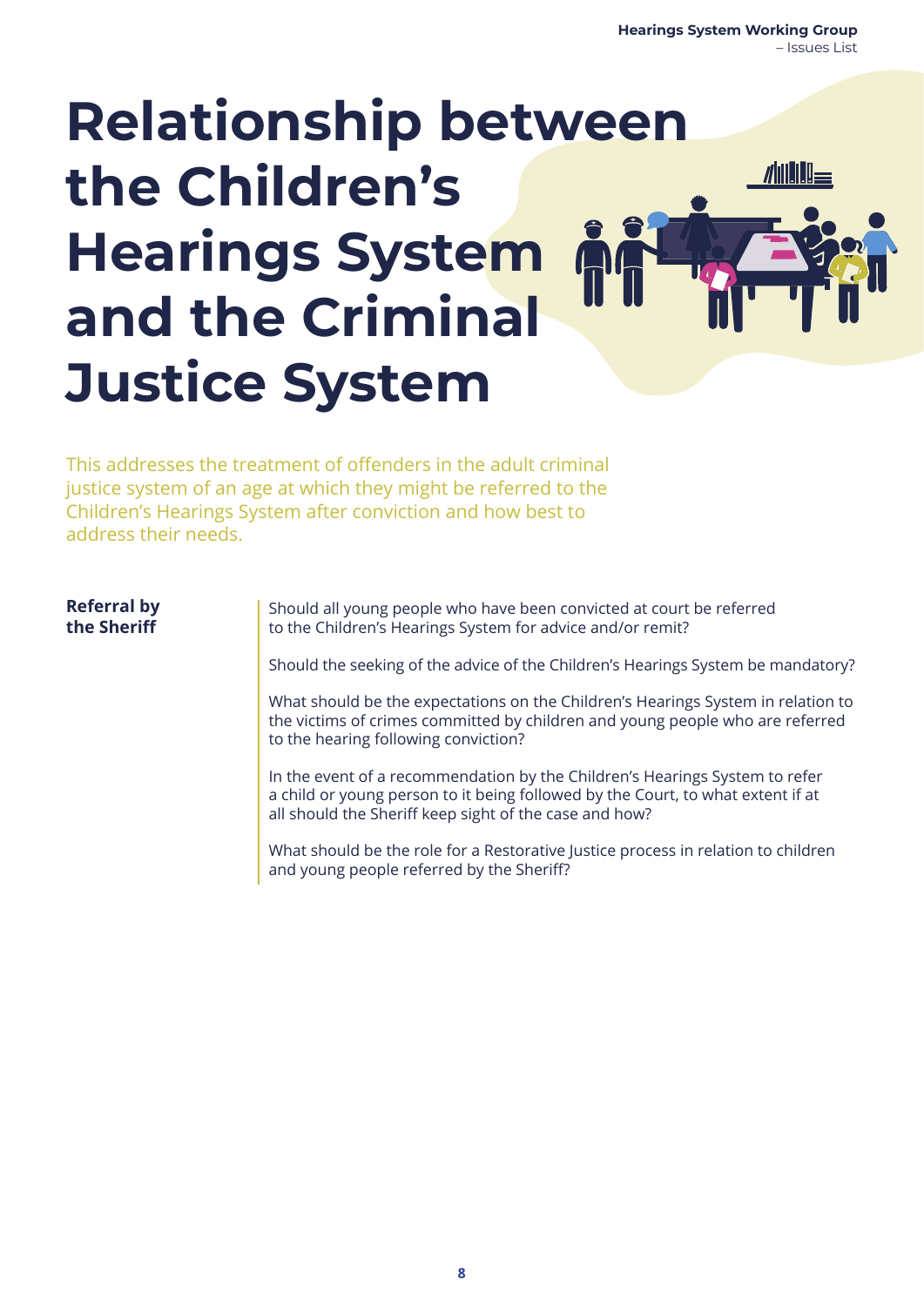# Relationship between the Children's Hearings System and the Criminal Justice System

This addresses the treatment of offenders in the adult criminal justice system of an age at which they might be referred to the Children's Hearings System after conviction and how best to address their needs.

**Referral by the Sheriff**

Should all young people who have been convicted at court be referred to the Children's Hearings System for advice and/or remit?

Should the seeking of the advice of the Children's Hearings System be mandatory?

What should be the expectations on the Children's Hearings System in relation to the victims of crimes committed by children and young people who are referred to the hearing following conviction?

In the event of a recommendation by the Children's Hearings System to refer a child or young person to it being followed by the Court, to what extent if at all should the Sheriff keep sight of the case and how?

What should be the role for a Restorative Justice process in relation to children and young people referred by the Sheriff?